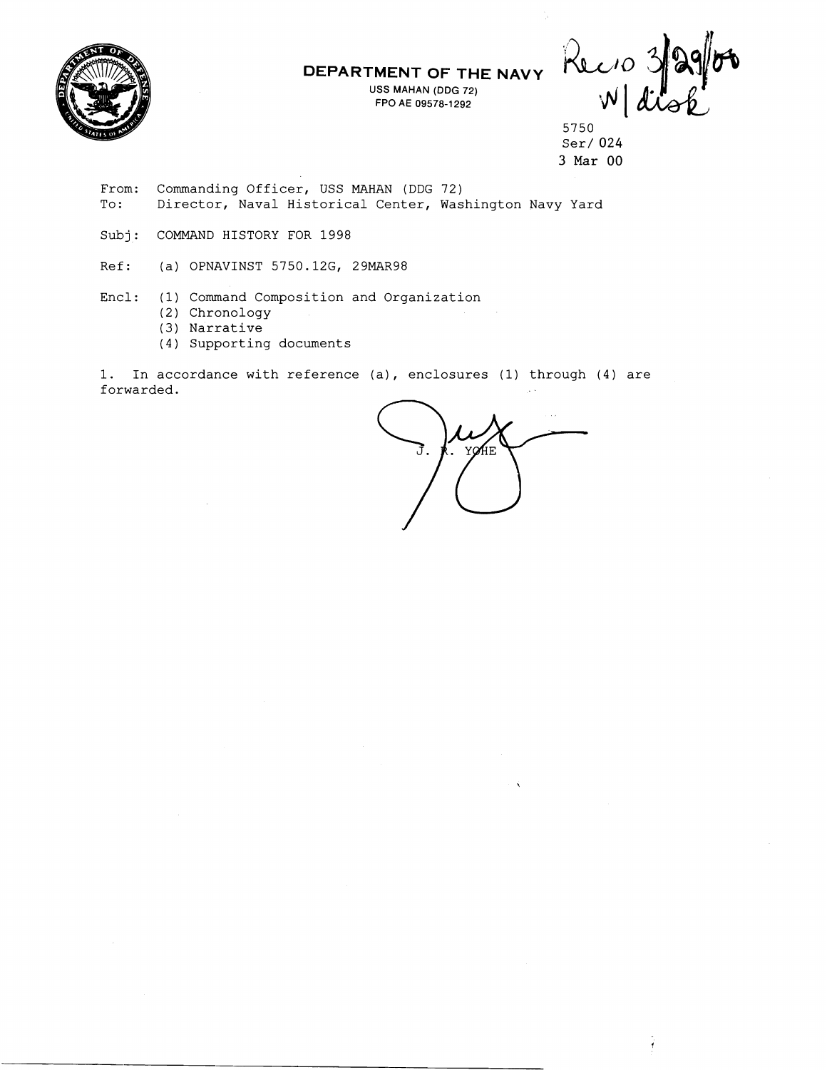**DEPARTMENT OF THE NAVY**

USS MAHAN (DDG 72)
FPO AE 09578-1292

Rec'd 3/29/00
W/ disk

5750
Ser/ 024
3 Mar 00

From: Commanding Officer, USS MAHAN (DDG 72)
To: Director, Naval Historical Center, Washington Navy Yard

Subj: COMMAND HISTORY FOR 1998

Ref: (a) OPNAVINST 5750.12G, 29MAR98

Encl: (1) Command Composition and Organization
(2) Chronology
(3) Narrative
(4) Supporting documents

1. In accordance with reference (a), enclosures (1) through (4) are forwarded.

J. R. YOHE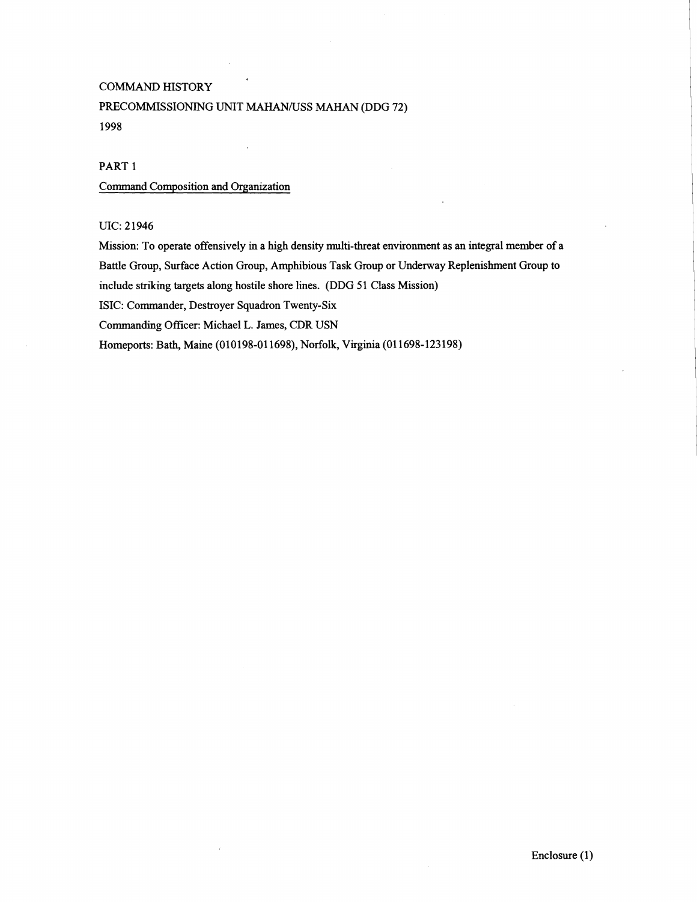# COMMAND HISTORY

## PRECOMMISSIONING UNIT MAHAN/USS MAHAN (DDG 72)

## 1998

### PART 1

### Command Composition and Organization

UIC: 21946

Mission: To operate offensively in a high density multi-threat environment as an integral member of a Battle Group, Surface Action Group, Amphibious Task Group or Underway Replenishment Group to include striking targets along hostile shore lines. (DDG 51 Class Mission)

ISIC: Commander, Destroyer Squadron Twenty-Six

Commanding Officer: Michael L. James, CDR USN

Homeports: Bath, Maine (010198-011698), Norfolk, Virginia (011698-123198)

Enclosure (1)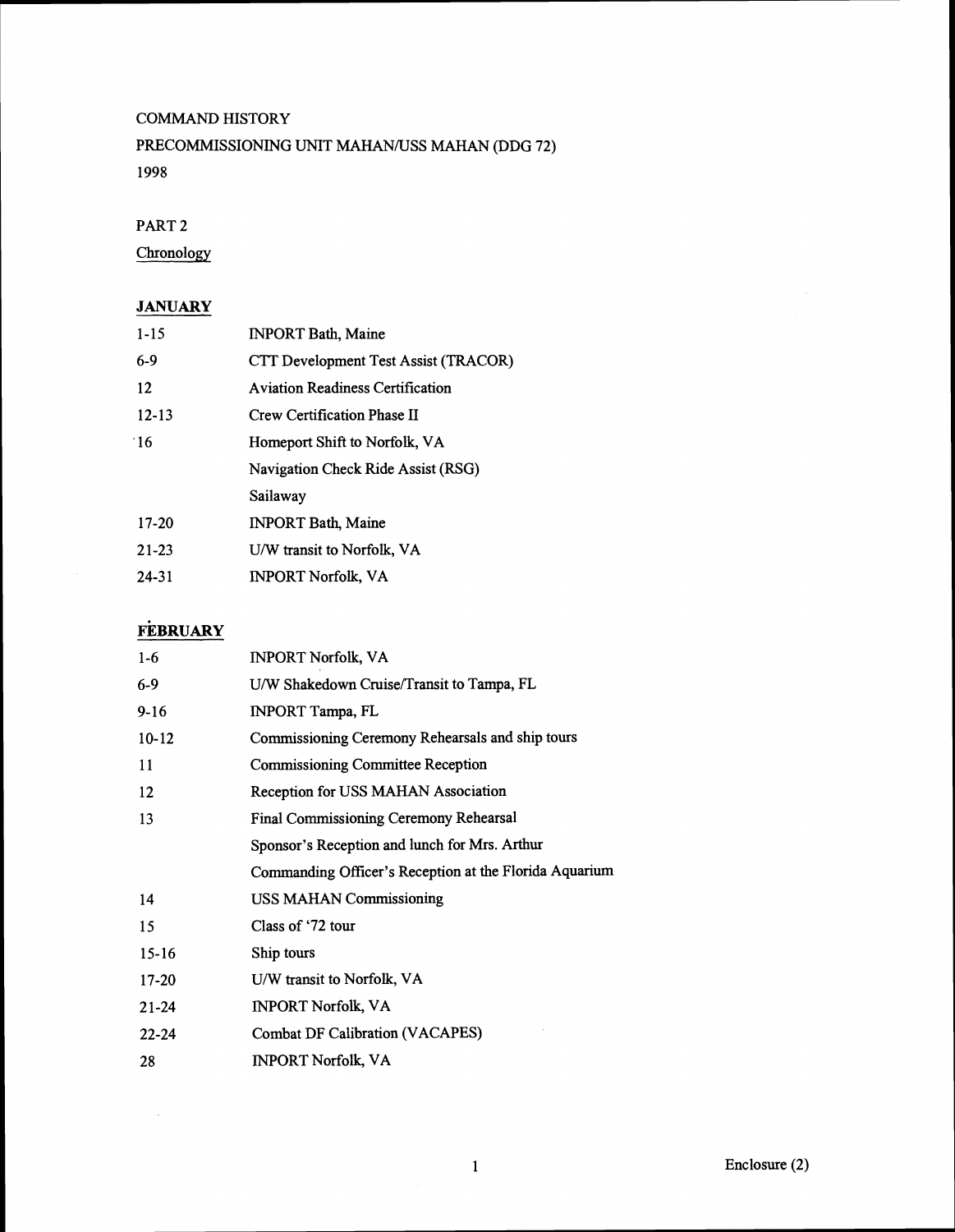COMMAND HISTORY

PRECOMMISSIONING UNIT MAHAN/USS MAHAN (DDG 72)

1998

PART 2

Chronology

**JANUARY**

| | |
|---|---|
| 1-15 | INPORT Bath, Maine |
| 6-9 | CTT Development Test Assist (TRACOR) |
| 12 | Aviation Readiness Certification |
| 12-13 | Crew Certification Phase II |
| 16 | Homeport Shift to Norfolk, VA |
| | Navigation Check Ride Assist (RSG) |
| | Sailaway |
| 17-20 | INPORT Bath, Maine |
| 21-23 | U/W transit to Norfolk, VA |
| 24-31 | INPORT Norfolk, VA |

**FEBRUARY**

| | |
|---|---|
| 1-6 | INPORT Norfolk, VA |
| 6-9 | U/W Shakedown Cruise/Transit to Tampa, FL |
| 9-16 | INPORT Tampa, FL |
| 10-12 | Commissioning Ceremony Rehearsals and ship tours |
| 11 | Commissioning Committee Reception |
| 12 | Reception for USS MAHAN Association |
| 13 | Final Commissioning Ceremony Rehearsal |
| | Sponsor's Reception and lunch for Mrs. Arthur |
| | Commanding Officer's Reception at the Florida Aquarium |
| 14 | USS MAHAN Commissioning |
| 15 | Class of '72 tour |
| 15-16 | Ship tours |
| 17-20 | U/W transit to Norfolk, VA |
| 21-24 | INPORT Norfolk, VA |
| 22-24 | Combat DF Calibration (VACAPES) |
| 28 | INPORT Norfolk, VA |

Enclosure (2)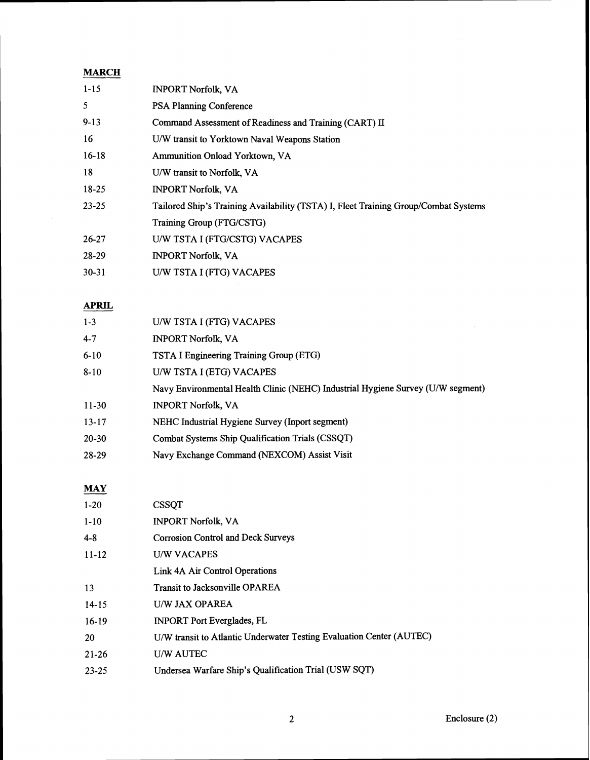**MARCH**

| | |
|---|---|
| 1-15 | INPORT Norfolk, VA |
| 5 | PSA Planning Conference |
| 9-13 | Command Assessment of Readiness and Training (CART) II |
| 16 | U/W transit to Yorktown Naval Weapons Station |
| 16-18 | Ammunition Onload Yorktown, VA |
| 18 | U/W transit to Norfolk, VA |
| 18-25 | INPORT Norfolk, VA |
| 23-25 | Tailored Ship's Training Availability (TSTA) I, Fleet Training Group/Combat Systems Training Group (FTG/CSTG) |
| 26-27 | U/W TSTA I (FTG/CSTG) VACAPES |
| 28-29 | INPORT Norfolk, VA |
| 30-31 | U/W TSTA I (FTG) VACAPES |

**APRIL**

| | |
|---|---|
| 1-3 | U/W TSTA I (FTG) VACAPES |
| 4-7 | INPORT Norfolk, VA |
| 6-10 | TSTA I Engineering Training Group (ETG) |
| 8-10 | U/W TSTA I (ETG) VACAPES |
| | Navy Environmental Health Clinic (NEHC) Industrial Hygiene Survey (U/W segment) |
| 11-30 | INPORT Norfolk, VA |
| 13-17 | NEHC Industrial Hygiene Survey (Inport segment) |
| 20-30 | Combat Systems Ship Qualification Trials (CSSQT) |
| 28-29 | Navy Exchange Command (NEXCOM) Assist Visit |

**MAY**

| | |
|---|---|
| 1-20 | CSSQT |
| 1-10 | INPORT Norfolk, VA |
| 4-8 | Corrosion Control and Deck Surveys |
| 11-12 | U/W VACAPES |
| | Link 4A Air Control Operations |
| 13 | Transit to Jacksonville OPAREA |
| 14-15 | U/W JAX OPAREA |
| 16-19 | INPORT Port Everglades, FL |
| 20 | U/W transit to Atlantic Underwater Testing Evaluation Center (AUTEC) |
| 21-26 | U/W AUTEC |
| 23-25 | Undersea Warfare Ship's Qualification Trial (USW SQT) |

Enclosure (2)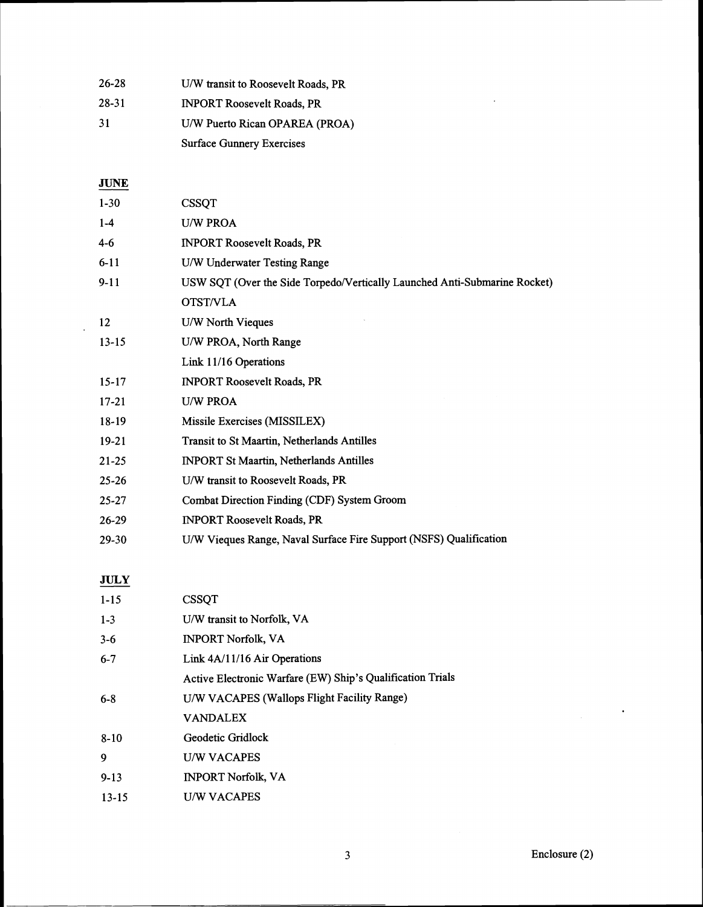| | |
|---|---|
| 26-28 | U/W transit to Roosevelt Roads, PR |
| 28-31 | INPORT Roosevelt Roads, PR |
| 31 | U/W Puerto Rican OPAREA (PROA) |
| | Surface Gunnery Exercises |

**JUNE**

| | |
|---|---|
| 1-30 | CSSQT |
| 1-4 | U/W PROA |
| 4-6 | INPORT Roosevelt Roads, PR |
| 6-11 | U/W Underwater Testing Range |
| 9-11 | USW SQT (Over the Side Torpedo/Vertically Launched Anti-Submarine Rocket) |
| | OTST/VLA |
| 12 | U/W North Vieques |
| 13-15 | U/W PROA, North Range |
| | Link 11/16 Operations |
| 15-17 | INPORT Roosevelt Roads, PR |
| 17-21 | U/W PROA |
| 18-19 | Missile Exercises (MISSILEX) |
| 19-21 | Transit to St Maartin, Netherlands Antilles |
| 21-25 | INPORT St Maartin, Netherlands Antilles |
| 25-26 | U/W transit to Roosevelt Roads, PR |
| 25-27 | Combat Direction Finding (CDF) System Groom |
| 26-29 | INPORT Roosevelt Roads, PR |
| 29-30 | U/W Vieques Range, Naval Surface Fire Support (NSFS) Qualification |

**JULY**

| | |
|---|---|
| 1-15 | CSSQT |
| 1-3 | U/W transit to Norfolk, VA |
| 3-6 | INPORT Norfolk, VA |
| 6-7 | Link 4A/11/16 Air Operations |
| | Active Electronic Warfare (EW) Ship's Qualification Trials |
| 6-8 | U/W VACAPES (Wallops Flight Facility Range) |
| | VANDALEX |
| 8-10 | Geodetic Gridlock |
| 9 | U/W VACAPES |
| 9-13 | INPORT Norfolk, VA |
| 13-15 | U/W VACAPES |

Enclosure (2)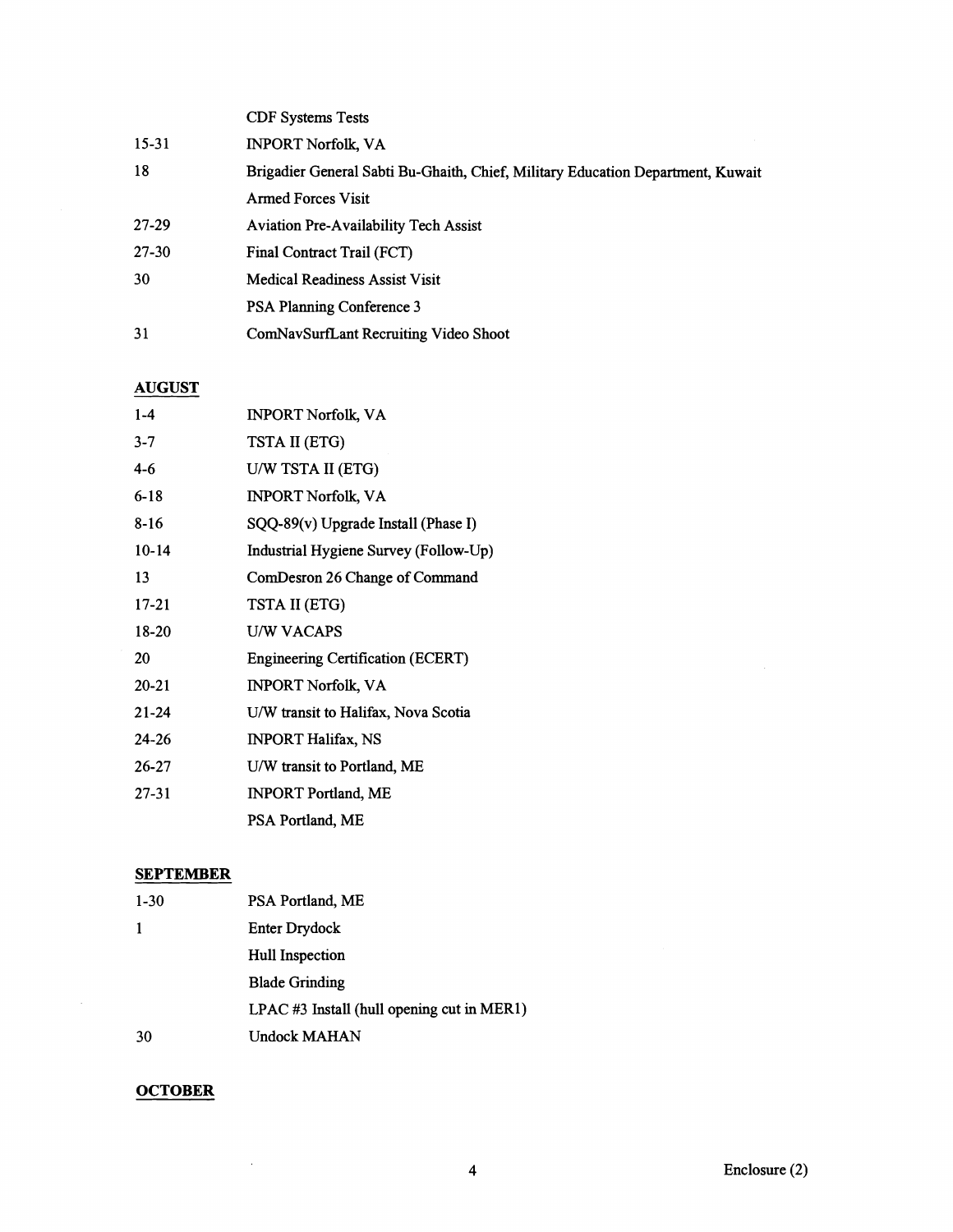| | |
|---|---|
| | CDF Systems Tests |
| 15-31 | INPORT Norfolk, VA |
| 18 | Brigadier General Sabti Bu-Ghaith, Chief, Military Education Department, Kuwait Armed Forces Visit |
| 27-29 | Aviation Pre-Availability Tech Assist |
| 27-30 | Final Contract Trail (FCT) |
| 30 | Medical Readiness Assist Visit |
| | PSA Planning Conference 3 |
| 31 | ComNavSurfLant Recruiting Video Shoot |

**AUGUST**

| | |
|---|---|
| 1-4 | INPORT Norfolk, VA |
| 3-7 | TSTA II (ETG) |
| 4-6 | U/W TSTA II (ETG) |
| 6-18 | INPORT Norfolk, VA |
| 8-16 | SQQ-89(v) Upgrade Install (Phase I) |
| 10-14 | Industrial Hygiene Survey (Follow-Up) |
| 13 | ComDesron 26 Change of Command |
| 17-21 | TSTA II (ETG) |
| 18-20 | U/W VACAPS |
| 20 | Engineering Certification (ECERT) |
| 20-21 | INPORT Norfolk, VA |
| 21-24 | U/W transit to Halifax, Nova Scotia |
| 24-26 | INPORT Halifax, NS |
| 26-27 | U/W transit to Portland, ME |
| 27-31 | INPORT Portland, ME |
| | PSA Portland, ME |

**SEPTEMBER**

| | |
|---|---|
| 1-30 | PSA Portland, ME |
| 1 | Enter Drydock |
| | Hull Inspection |
| | Blade Grinding |
| | LPAC #3 Install (hull opening cut in MER1) |
| 30 | Undock MAHAN |

**OCTOBER**

Enclosure (2)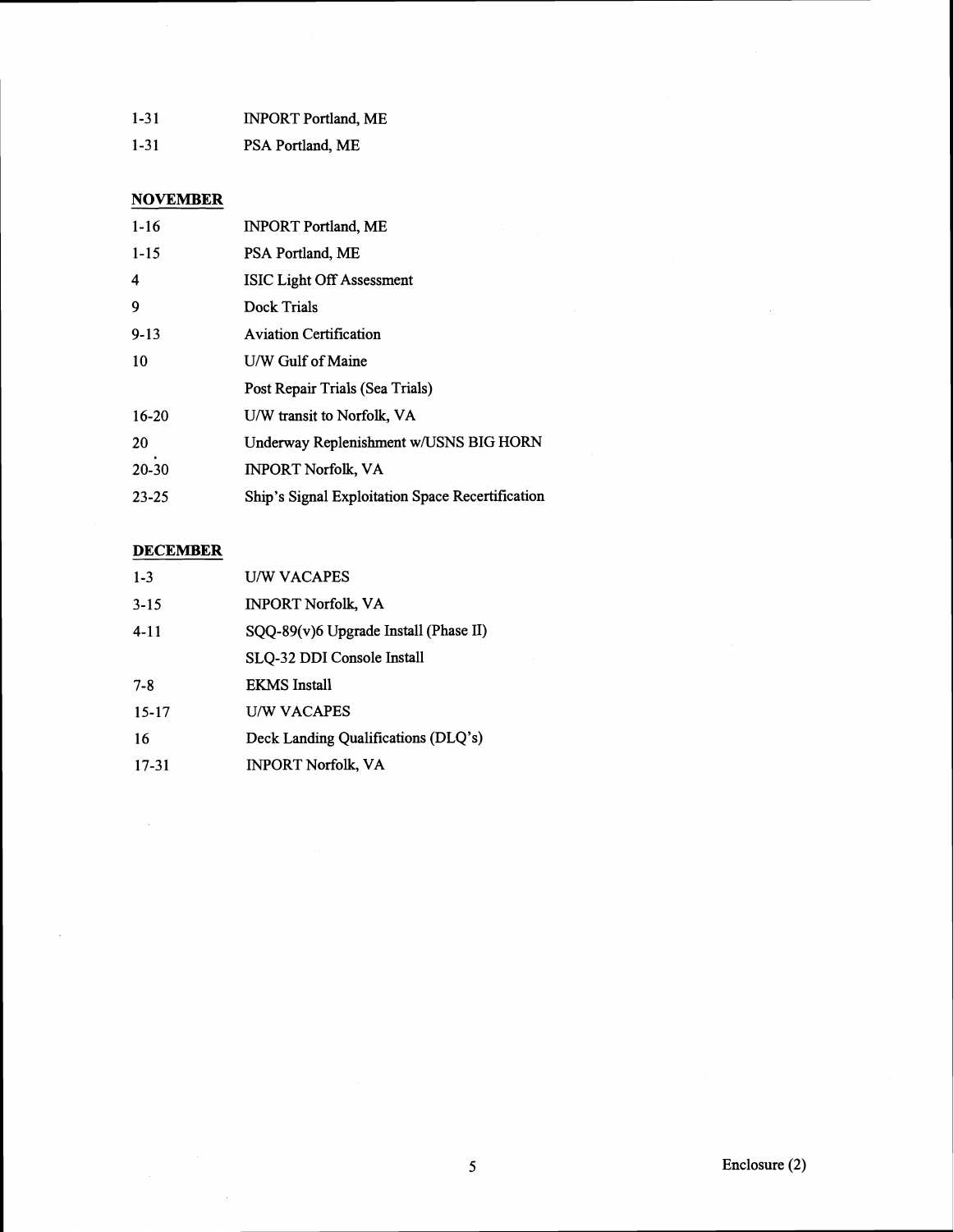| | |
|---|---|
| 1-31 | INPORT Portland, ME |
| 1-31 | PSA Portland, ME |

**NOVEMBER**

| | |
|---|---|
| 1-16 | INPORT Portland, ME |
| 1-15 | PSA Portland, ME |
| 4 | ISIC Light Off Assessment |
| 9 | Dock Trials |
| 9-13 | Aviation Certification |
| 10 | U/W Gulf of Maine |
| | Post Repair Trials (Sea Trials) |
| 16-20 | U/W transit to Norfolk, VA |
| 20 | Underway Replenishment w/USNS BIG HORN |
| 20-30 | INPORT Norfolk, VA |
| 23-25 | Ship's Signal Exploitation Space Recertification |

**DECEMBER**

| | |
|---|---|
| 1-3 | U/W VACAPES |
| 3-15 | INPORT Norfolk, VA |
| 4-11 | SQQ-89(v)6 Upgrade Install (Phase II) |
| | SLQ-32 DDI Console Install |
| 7-8 | EKMS Install |
| 15-17 | U/W VACAPES |
| 16 | Deck Landing Qualifications (DLQ's) |
| 17-31 | INPORT Norfolk, VA |

Enclosure (2)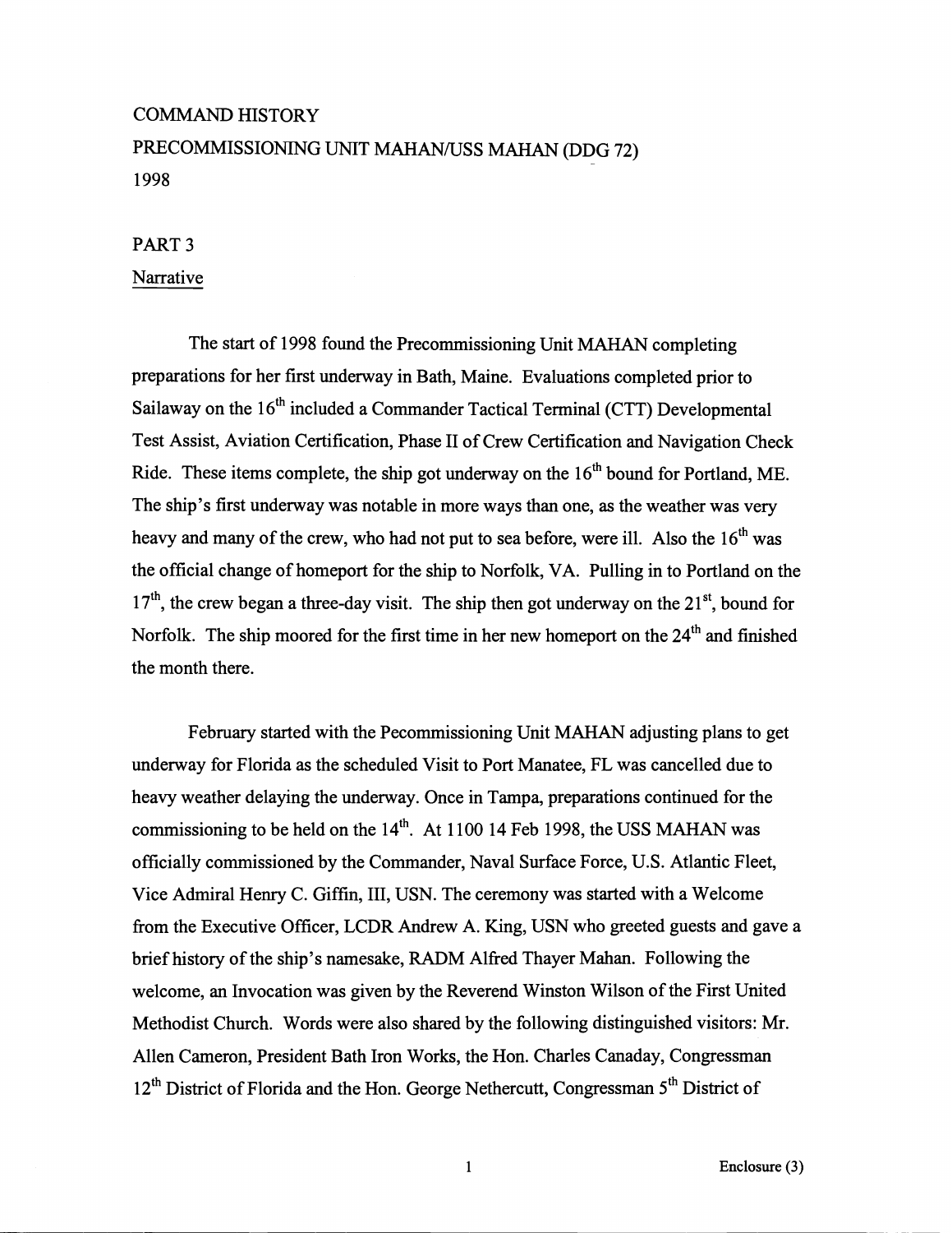COMMAND HISTORY

PRECOMMISSIONING UNIT MAHAN/USS MAHAN (DDG 72)

1998

PART 3

Narrative

The start of 1998 found the Precommissioning Unit MAHAN completing preparations for her first underway in Bath, Maine. Evaluations completed prior to Sailaway on the 16th included a Commander Tactical Terminal (CTT) Developmental Test Assist, Aviation Certification, Phase II of Crew Certification and Navigation Check Ride. These items complete, the ship got underway on the 16th bound for Portland, ME. The ship's first underway was notable in more ways than one, as the weather was very heavy and many of the crew, who had not put to sea before, were ill. Also the 16th was the official change of homeport for the ship to Norfolk, VA. Pulling in to Portland on the 17th, the crew began a three-day visit. The ship then got underway on the 21st, bound for Norfolk. The ship moored for the first time in her new homeport on the 24th and finished the month there.

February started with the Pecommissioning Unit MAHAN adjusting plans to get underway for Florida as the scheduled Visit to Port Manatee, FL was cancelled due to heavy weather delaying the underway. Once in Tampa, preparations continued for the commissioning to be held on the 14th. At 1100 14 Feb 1998, the USS MAHAN was officially commissioned by the Commander, Naval Surface Force, U.S. Atlantic Fleet, Vice Admiral Henry C. Giffin, III, USN. The ceremony was started with a Welcome from the Executive Officer, LCDR Andrew A. King, USN who greeted guests and gave a brief history of the ship's namesake, RADM Alfred Thayer Mahan. Following the welcome, an Invocation was given by the Reverend Winston Wilson of the First United Methodist Church. Words were also shared by the following distinguished visitors: Mr. Allen Cameron, President Bath Iron Works, the Hon. Charles Canaday, Congressman 12th District of Florida and the Hon. George Nethercutt, Congressman 5th District of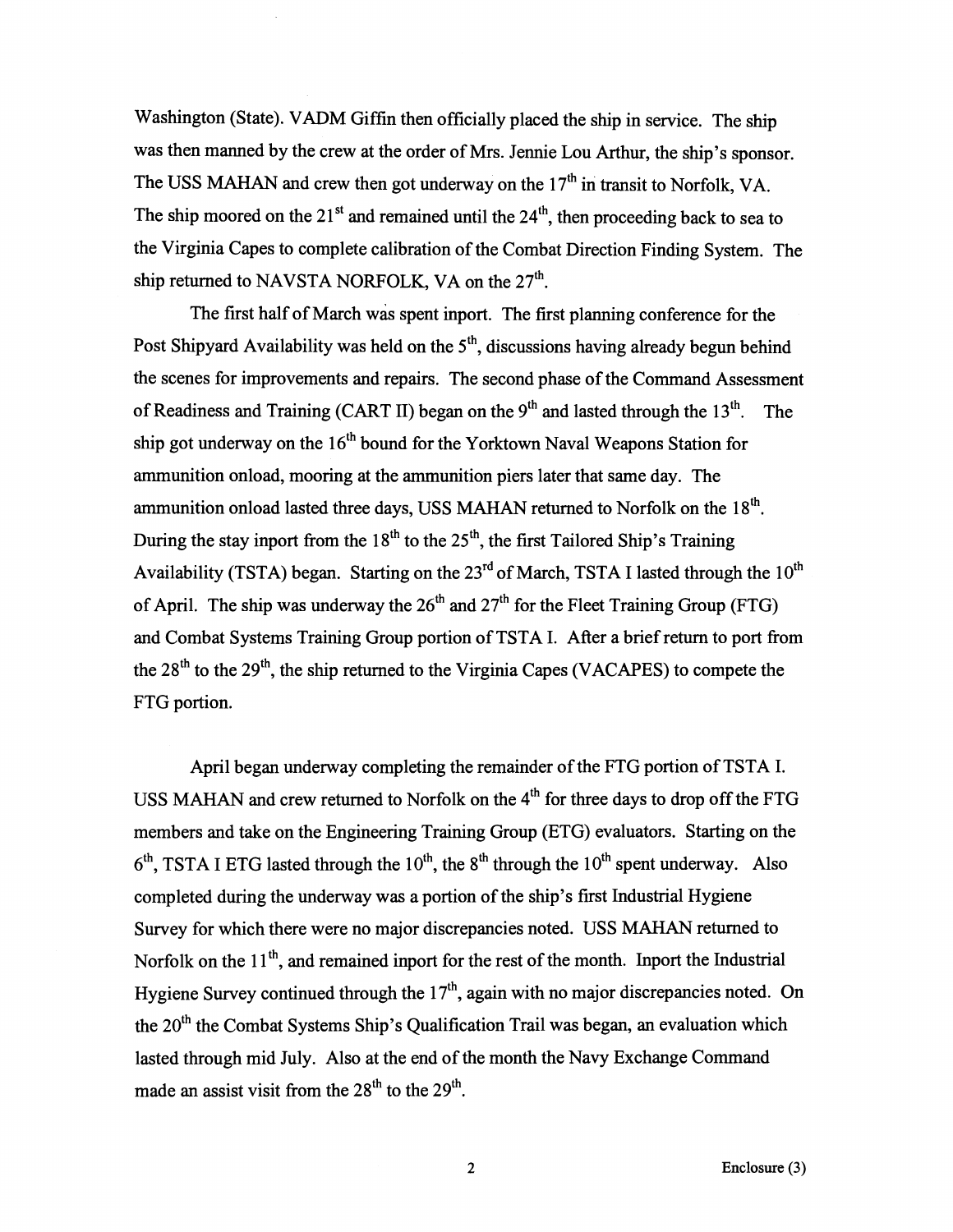Washington (State). VADM Giffin then officially placed the ship in service. The ship was then manned by the crew at the order of Mrs. Jennie Lou Arthur, the ship's sponsor. The USS MAHAN and crew then got underway on the 17th in transit to Norfolk, VA. The ship moored on the 21st and remained until the 24th, then proceeding back to sea to the Virginia Capes to complete calibration of the Combat Direction Finding System. The ship returned to NAVSTA NORFOLK, VA on the 27th.

The first half of March was spent inport. The first planning conference for the Post Shipyard Availability was held on the 5th, discussions having already begun behind the scenes for improvements and repairs. The second phase of the Command Assessment of Readiness and Training (CART II) began on the 9th and lasted through the 13th. The ship got underway on the 16th bound for the Yorktown Naval Weapons Station for ammunition onload, mooring at the ammunition piers later that same day. The ammunition onload lasted three days, USS MAHAN returned to Norfolk on the 18th. During the stay inport from the 18th to the 25th, the first Tailored Ship's Training Availability (TSTA) began. Starting on the 23rd of March, TSTA I lasted through the 10th of April. The ship was underway the 26th and 27th for the Fleet Training Group (FTG) and Combat Systems Training Group portion of TSTA I. After a brief return to port from the 28th to the 29th, the ship returned to the Virginia Capes (VACAPES) to compete the FTG portion.

April began underway completing the remainder of the FTG portion of TSTA I. USS MAHAN and crew returned to Norfolk on the 4th for three days to drop off the FTG members and take on the Engineering Training Group (ETG) evaluators. Starting on the 6th, TSTA I ETG lasted through the 10th, the 8th through the 10th spent underway. Also completed during the underway was a portion of the ship's first Industrial Hygiene Survey for which there were no major discrepancies noted. USS MAHAN returned to Norfolk on the 11th, and remained inport for the rest of the month. Inport the Industrial Hygiene Survey continued through the 17th, again with no major discrepancies noted. On the 20th the Combat Systems Ship's Qualification Trail was began, an evaluation which lasted through mid July. Also at the end of the month the Navy Exchange Command made an assist visit from the 28th to the 29th.

Enclosure (3)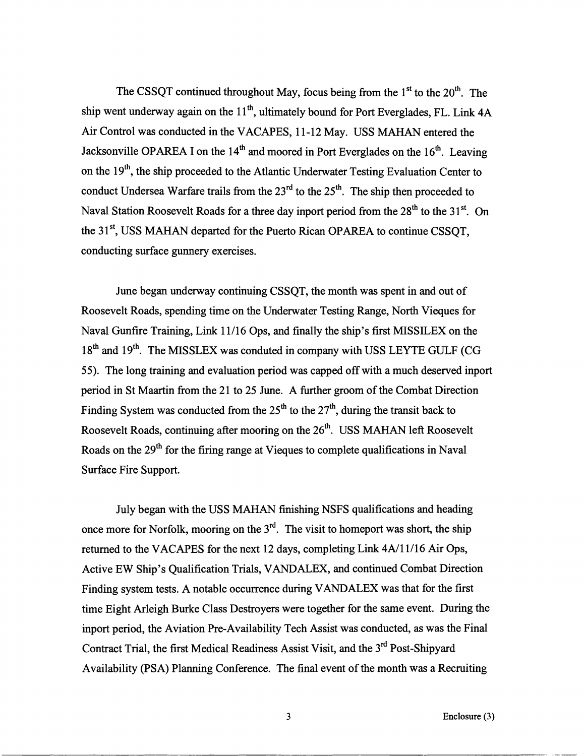The CSSQT continued throughout May, focus being from the 1st to the 20th. The ship went underway again on the 11th, ultimately bound for Port Everglades, FL. Link 4A Air Control was conducted in the VACAPES, 11-12 May. USS MAHAN entered the Jacksonville OPAREA I on the 14th and moored in Port Everglades on the 16th. Leaving on the 19th, the ship proceeded to the Atlantic Underwater Testing Evaluation Center to conduct Undersea Warfare trails from the 23rd to the 25th. The ship then proceeded to Naval Station Roosevelt Roads for a three day inport period from the 28th to the 31st. On the 31st, USS MAHAN departed for the Puerto Rican OPAREA to continue CSSQT, conducting surface gunnery exercises.

June began underway continuing CSSQT, the month was spent in and out of Roosevelt Roads, spending time on the Underwater Testing Range, North Vieques for Naval Gunfire Training, Link 11/16 Ops, and finally the ship's first MISSILEX on the 18th and 19th. The MISSLEX was conduted in company with USS LEYTE GULF (CG 55). The long training and evaluation period was capped off with a much deserved inport period in St Maartin from the 21 to 25 June. A further groom of the Combat Direction Finding System was conducted from the 25th to the 27th, during the transit back to Roosevelt Roads, continuing after mooring on the 26th. USS MAHAN left Roosevelt Roads on the 29th for the firing range at Vieques to complete qualifications in Naval Surface Fire Support.

July began with the USS MAHAN finishing NSFS qualifications and heading once more for Norfolk, mooring on the 3rd. The visit to homeport was short, the ship returned to the VACAPES for the next 12 days, completing Link 4A/11/16 Air Ops, Active EW Ship's Qualification Trials, VANDALEX, and continued Combat Direction Finding system tests. A notable occurrence during VANDALEX was that for the first time Eight Arleigh Burke Class Destroyers were together for the same event. During the inport period, the Aviation Pre-Availability Tech Assist was conducted, as was the Final Contract Trial, the first Medical Readiness Assist Visit, and the 3rd Post-Shipyard Availability (PSA) Planning Conference. The final event of the month was a Recruiting

Enclosure (3)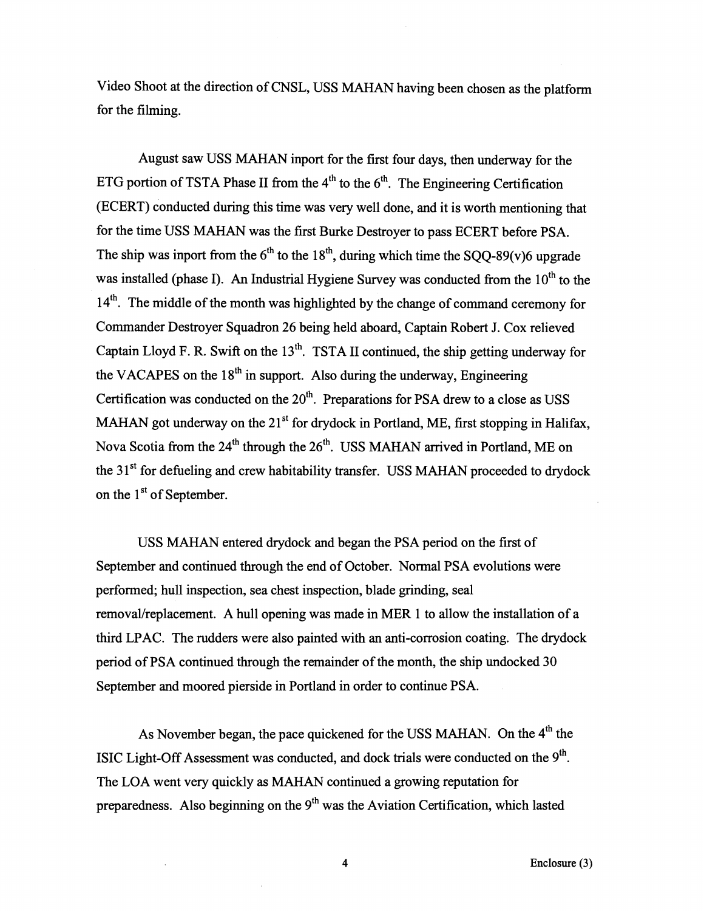Video Shoot at the direction of CNSL, USS MAHAN having been chosen as the platform for the filming.

August saw USS MAHAN inport for the first four days, then underway for the ETG portion of TSTA Phase II from the 4th to the 6th. The Engineering Certification (ECERT) conducted during this time was very well done, and it is worth mentioning that for the time USS MAHAN was the first Burke Destroyer to pass ECERT before PSA. The ship was inport from the 6th to the 18th, during which time the SQQ-89(v)6 upgrade was installed (phase I). An Industrial Hygiene Survey was conducted from the 10th to the 14th. The middle of the month was highlighted by the change of command ceremony for Commander Destroyer Squadron 26 being held aboard, Captain Robert J. Cox relieved Captain Lloyd F. R. Swift on the 13th. TSTA II continued, the ship getting underway for the VACAPES on the 18th in support. Also during the underway, Engineering Certification was conducted on the 20th. Preparations for PSA drew to a close as USS MAHAN got underway on the 21st for drydock in Portland, ME, first stopping in Halifax, Nova Scotia from the 24th through the 26th. USS MAHAN arrived in Portland, ME on the 31st for defueling and crew habitability transfer. USS MAHAN proceeded to drydock on the 1st of September.

USS MAHAN entered drydock and began the PSA period on the first of September and continued through the end of October. Normal PSA evolutions were performed; hull inspection, sea chest inspection, blade grinding, seal removal/replacement. A hull opening was made in MER 1 to allow the installation of a third LPAC. The rudders were also painted with an anti-corrosion coating. The drydock period of PSA continued through the remainder of the month, the ship undocked 30 September and moored pierside in Portland in order to continue PSA.

As November began, the pace quickened for the USS MAHAN. On the 4th the ISIC Light-Off Assessment was conducted, and dock trials were conducted on the 9th. The LOA went very quickly as MAHAN continued a growing reputation for preparedness. Also beginning on the 9th was the Aviation Certification, which lasted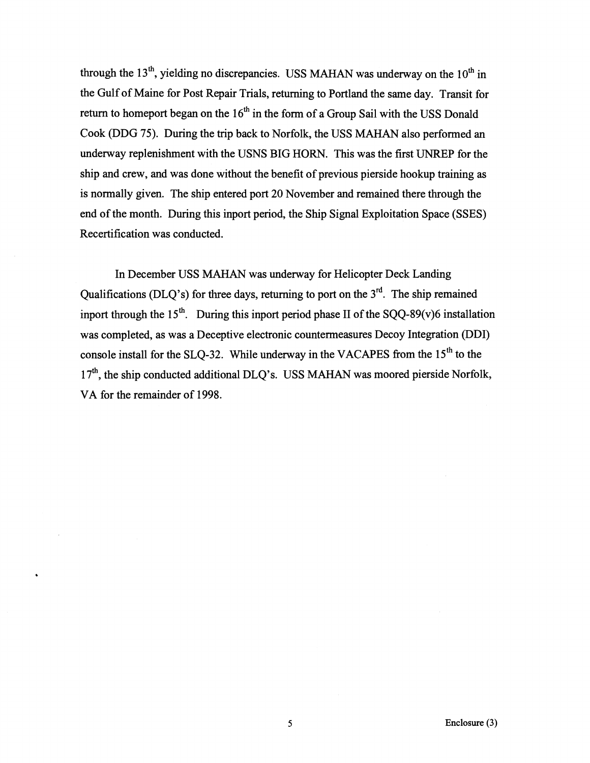through the 13th, yielding no discrepancies. USS MAHAN was underway on the 10th in the Gulf of Maine for Post Repair Trials, returning to Portland the same day. Transit for return to homeport began on the 16th in the form of a Group Sail with the USS Donald Cook (DDG 75). During the trip back to Norfolk, the USS MAHAN also performed an underway replenishment with the USNS BIG HORN. This was the first UNREP for the ship and crew, and was done without the benefit of previous pierside hookup training as is normally given. The ship entered port 20 November and remained there through the end of the month. During this inport period, the Ship Signal Exploitation Space (SSES) Recertification was conducted.

In December USS MAHAN was underway for Helicopter Deck Landing Qualifications (DLQ's) for three days, returning to port on the 3rd. The ship remained inport through the 15th. During this inport period phase II of the SQQ-89(v)6 installation was completed, as was a Deceptive electronic countermeasures Decoy Integration (DDI) console install for the SLQ-32. While underway in the VACAPES from the 15th to the 17th, the ship conducted additional DLQ's. USS MAHAN was moored pierside Norfolk, VA for the remainder of 1998.

Enclosure (3)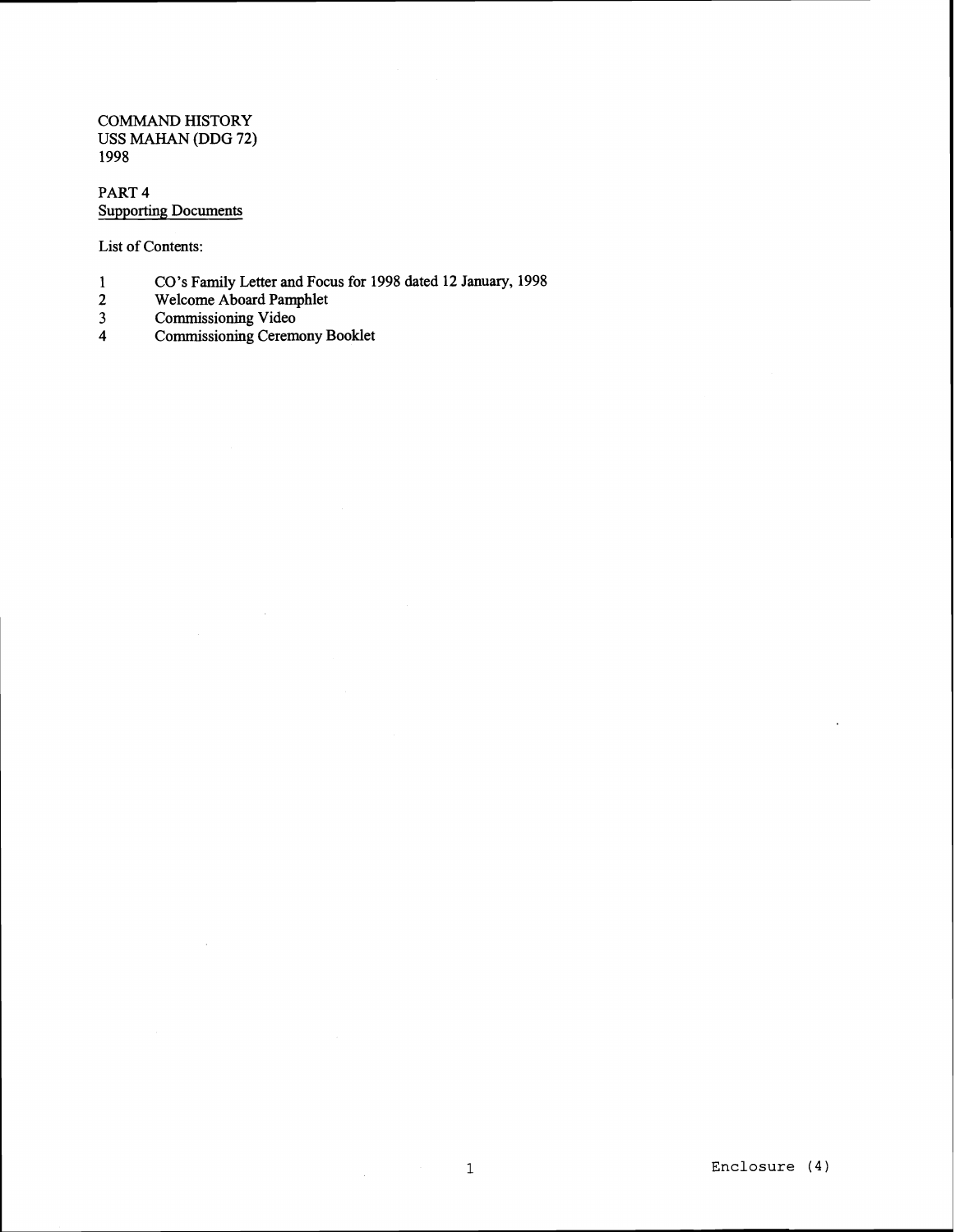COMMAND HISTORY
USS MAHAN (DDG 72)
1998

PART 4
Supporting Documents

List of Contents:

1. CO's Family Letter and Focus for 1998 dated 12 January, 1998
2. Welcome Aboard Pamphlet
3. Commissioning Video
4. Commissioning Ceremony Booklet

Enclosure (4)